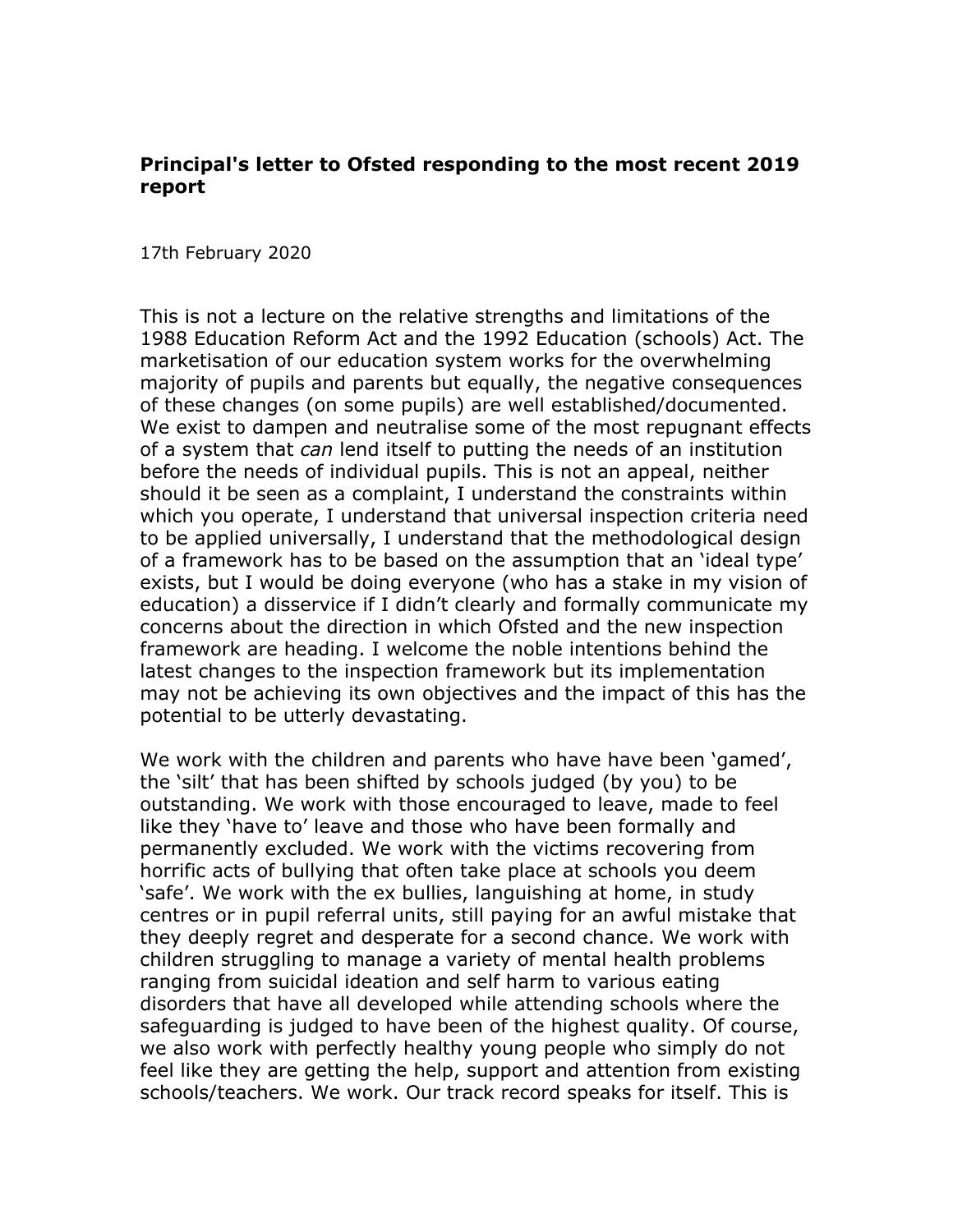**Principal's letter to Ofsted responding to the most recent 2019 report**

17th February 2020

This is not a lecture on the relative strengths and limitations of the 1988 Education Reform Act and the 1992 Education (schools) Act. The marketisation of our education system works for the overwhelming majority of pupils and parents but equally, the negative consequences of these changes (on some pupils) are well established/documented. We exist to dampen and neutralise some of the most repugnant effects of a system that *can* lend itself to putting the needs of an institution before the needs of individual pupils. This is not an appeal, neither should it be seen as a complaint, I understand the constraints within which you operate, I understand that universal inspection criteria need to be applied universally, I understand that the methodological design of a framework has to be based on the assumption that an 'ideal type' exists, but I would be doing everyone (who has a stake in my vision of education) a disservice if I didn't clearly and formally communicate my concerns about the direction in which Ofsted and the new inspection framework are heading. I welcome the noble intentions behind the latest changes to the inspection framework but its implementation may not be achieving its own objectives and the impact of this has the potential to be utterly devastating.

We work with the children and parents who have have been 'gamed', the 'silt' that has been shifted by schools judged (by you) to be outstanding. We work with those encouraged to leave, made to feel like they 'have to' leave and those who have been formally and permanently excluded. We work with the victims recovering from horrific acts of bullying that often take place at schools you deem 'safe'. We work with the ex bullies, languishing at home, in study centres or in pupil referral units, still paying for an awful mistake that they deeply regret and desperate for a second chance. We work with children struggling to manage a variety of mental health problems ranging from suicidal ideation and self harm to various eating disorders that have all developed while attending schools where the safeguarding is judged to have been of the highest quality. Of course, we also work with perfectly healthy young people who simply do not feel like they are getting the help, support and attention from existing schools/teachers. We work. Our track record speaks for itself. This is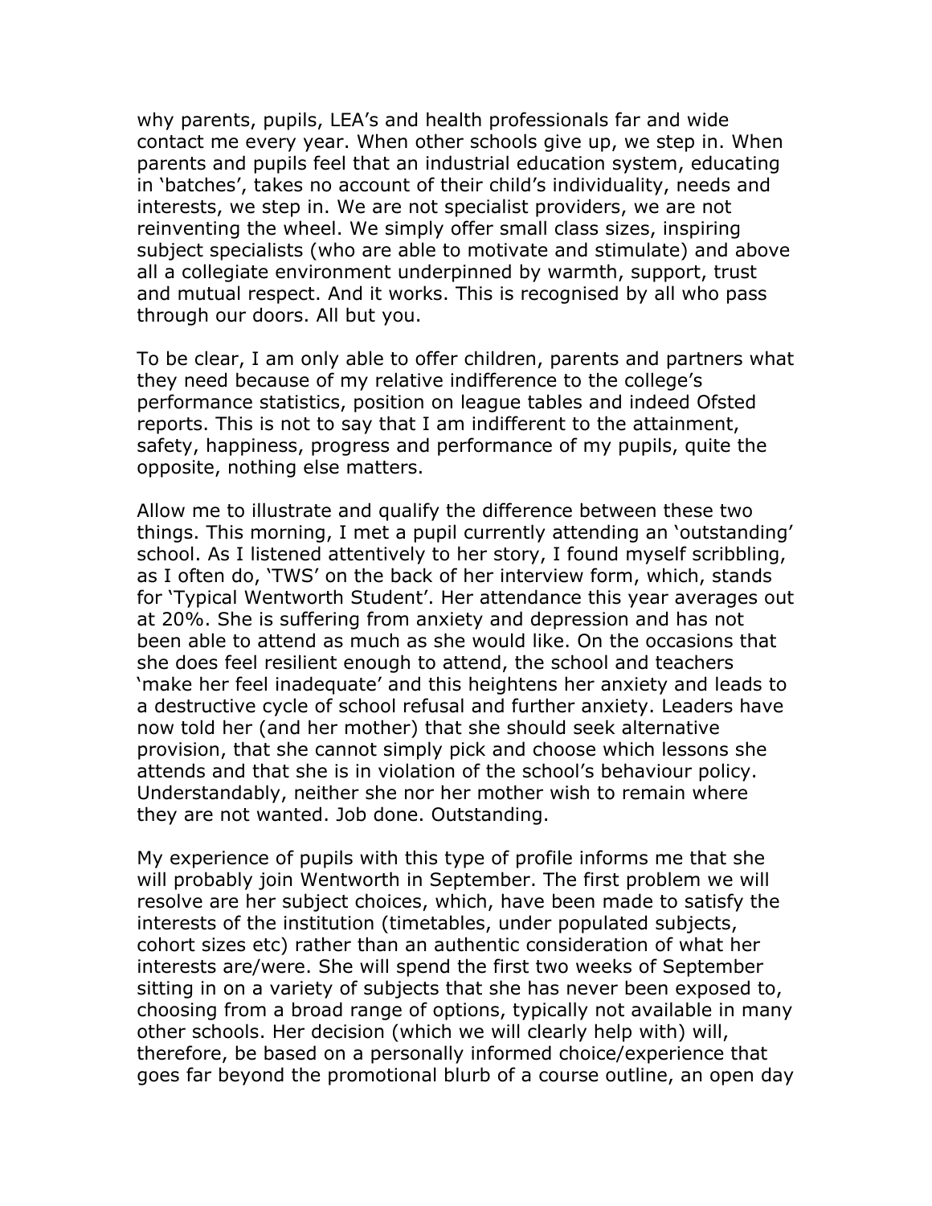why parents, pupils, LEA's and health professionals far and wide contact me every year. When other schools give up, we step in. When parents and pupils feel that an industrial education system, educating in 'batches', takes no account of their child's individuality, needs and interests, we step in. We are not specialist providers, we are not reinventing the wheel. We simply offer small class sizes, inspiring subject specialists (who are able to motivate and stimulate) and above all a collegiate environment underpinned by warmth, support, trust and mutual respect. And it works. This is recognised by all who pass through our doors. All but you.

To be clear, I am only able to offer children, parents and partners what they need because of my relative indifference to the college's performance statistics, position on league tables and indeed Ofsted reports. This is not to say that I am indifferent to the attainment, safety, happiness, progress and performance of my pupils, quite the opposite, nothing else matters.

Allow me to illustrate and qualify the difference between these two things. This morning, I met a pupil currently attending an 'outstanding' school. As I listened attentively to her story, I found myself scribbling, as I often do, 'TWS' on the back of her interview form, which, stands for 'Typical Wentworth Student'. Her attendance this year averages out at 20%. She is suffering from anxiety and depression and has not been able to attend as much as she would like. On the occasions that she does feel resilient enough to attend, the school and teachers 'make her feel inadequate' and this heightens her anxiety and leads to a destructive cycle of school refusal and further anxiety. Leaders have now told her (and her mother) that she should seek alternative provision, that she cannot simply pick and choose which lessons she attends and that she is in violation of the school's behaviour policy. Understandably, neither she nor her mother wish to remain where they are not wanted. Job done. Outstanding.

My experience of pupils with this type of profile informs me that she will probably join Wentworth in September. The first problem we will resolve are her subject choices, which, have been made to satisfy the interests of the institution (timetables, under populated subjects, cohort sizes etc) rather than an authentic consideration of what her interests are/were. She will spend the first two weeks of September sitting in on a variety of subjects that she has never been exposed to, choosing from a broad range of options, typically not available in many other schools. Her decision (which we will clearly help with) will, therefore, be based on a personally informed choice/experience that goes far beyond the promotional blurb of a course outline, an open day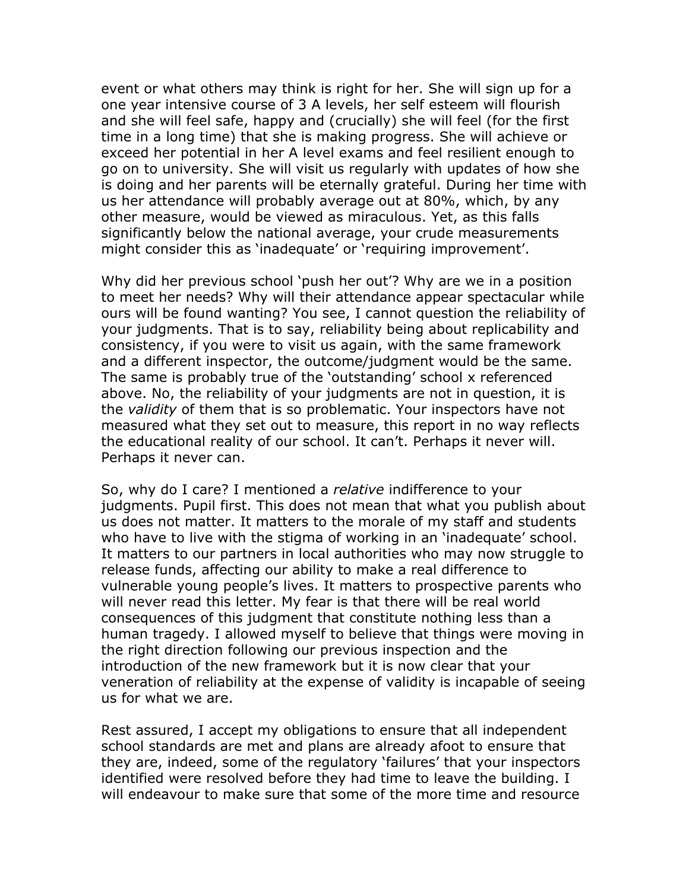event or what others may think is right for her. She will sign up for a one year intensive course of 3 A levels, her self esteem will flourish and she will feel safe, happy and (crucially) she will feel (for the first time in a long time) that she is making progress. She will achieve or exceed her potential in her A level exams and feel resilient enough to go on to university. She will visit us regularly with updates of how she is doing and her parents will be eternally grateful. During her time with us her attendance will probably average out at 80%, which, by any other measure, would be viewed as miraculous. Yet, as this falls significantly below the national average, your crude measurements might consider this as 'inadequate' or 'requiring improvement'.

Why did her previous school 'push her out'? Why are we in a position to meet her needs? Why will their attendance appear spectacular while ours will be found wanting? You see, I cannot question the reliability of your judgments. That is to say, reliability being about replicability and consistency, if you were to visit us again, with the same framework and a different inspector, the outcome/judgment would be the same. The same is probably true of the 'outstanding' school x referenced above. No, the reliability of your judgments are not in question, it is the *validity* of them that is so problematic. Your inspectors have not measured what they set out to measure, this report in no way reflects the educational reality of our school. It can't. Perhaps it never will. Perhaps it never can.

So, why do I care? I mentioned a *relative* indifference to your judgments. Pupil first. This does not mean that what you publish about us does not matter. It matters to the morale of my staff and students who have to live with the stigma of working in an 'inadequate' school. It matters to our partners in local authorities who may now struggle to release funds, affecting our ability to make a real difference to vulnerable young people's lives. It matters to prospective parents who will never read this letter. My fear is that there will be real world consequences of this judgment that constitute nothing less than a human tragedy. I allowed myself to believe that things were moving in the right direction following our previous inspection and the introduction of the new framework but it is now clear that your veneration of reliability at the expense of validity is incapable of seeing us for what we are.

Rest assured, I accept my obligations to ensure that all independent school standards are met and plans are already afoot to ensure that they are, indeed, some of the regulatory 'failures' that your inspectors identified were resolved before they had time to leave the building. I will endeavour to make sure that some of the more time and resource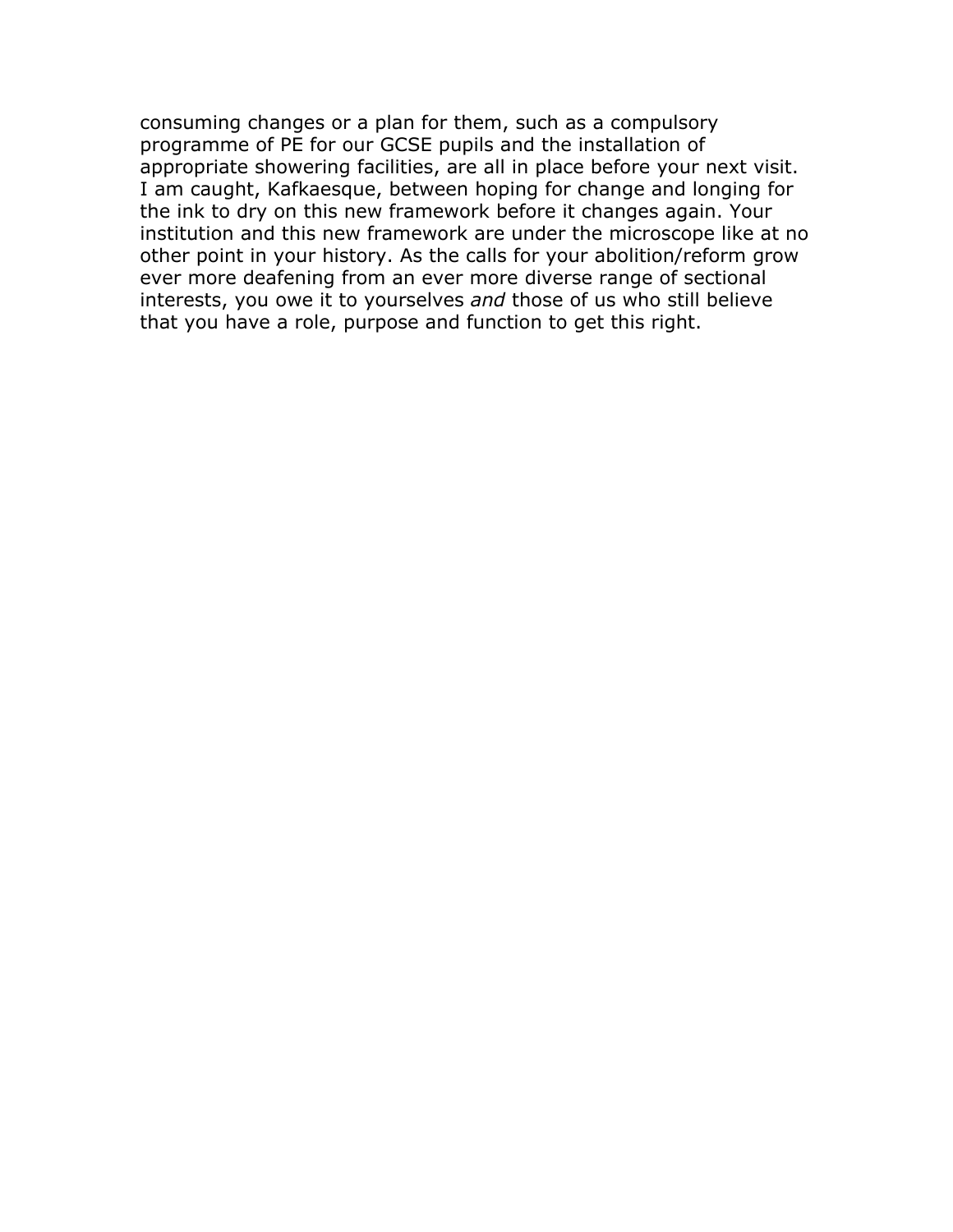consuming changes or a plan for them, such as a compulsory programme of PE for our GCSE pupils and the installation of appropriate showering facilities, are all in place before your next visit. I am caught, Kafkaesque, between hoping for change and longing for the ink to dry on this new framework before it changes again. Your institution and this new framework are under the microscope like at no other point in your history. As the calls for your abolition/reform grow ever more deafening from an ever more diverse range of sectional interests, you owe it to yourselves *and* those of us who still believe that you have a role, purpose and function to get this right.